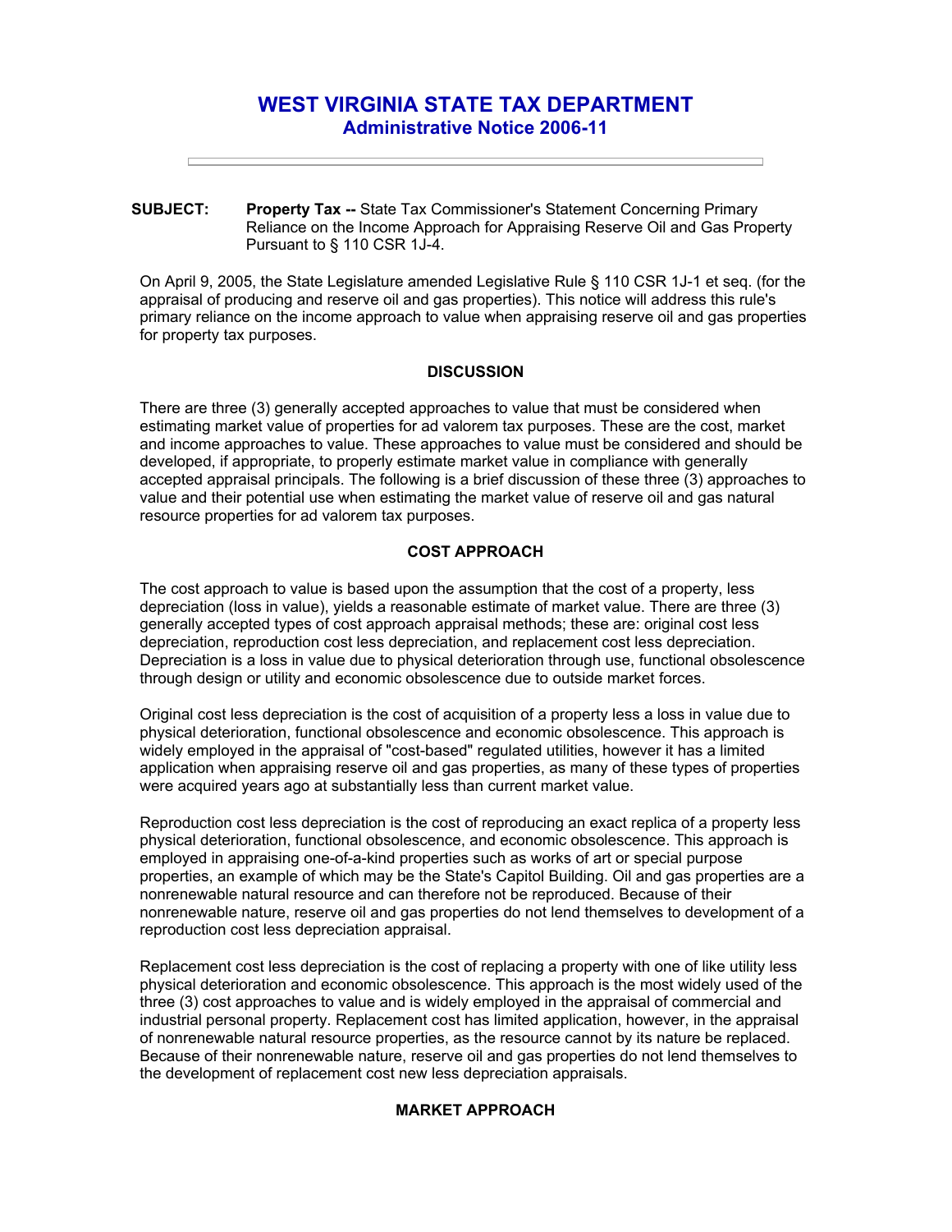# WEST VIRGINIA STATE TAX DEPARTMENT
## Administrative Notice 2006-11

---

**SUBJECT:** **Property Tax --** State Tax Commissioner's Statement Concerning Primary Reliance on the Income Approach for Appraising Reserve Oil and Gas Property Pursuant to § 110 CSR 1J-4.

On April 9, 2005, the State Legislature amended Legislative Rule § 110 CSR 1J-1 et seq. (for the appraisal of producing and reserve oil and gas properties). This notice will address this rule's primary reliance on the income approach to value when appraising reserve oil and gas properties for property tax purposes.

### DISCUSSION

There are three (3) generally accepted approaches to value that must be considered when estimating market value of properties for ad valorem tax purposes. These are the cost, market and income approaches to value. These approaches to value must be considered and should be developed, if appropriate, to properly estimate market value in compliance with generally accepted appraisal principals. The following is a brief discussion of these three (3) approaches to value and their potential use when estimating the market value of reserve oil and gas natural resource properties for ad valorem tax purposes.

### COST APPROACH

The cost approach to value is based upon the assumption that the cost of a property, less depreciation (loss in value), yields a reasonable estimate of market value. There are three (3) generally accepted types of cost approach appraisal methods; these are: original cost less depreciation, reproduction cost less depreciation, and replacement cost less depreciation. Depreciation is a loss in value due to physical deterioration through use, functional obsolescence through design or utility and economic obsolescence due to outside market forces.

Original cost less depreciation is the cost of acquisition of a property less a loss in value due to physical deterioration, functional obsolescence and economic obsolescence. This approach is widely employed in the appraisal of "cost-based" regulated utilities, however it has a limited application when appraising reserve oil and gas properties, as many of these types of properties were acquired years ago at substantially less than current market value.

Reproduction cost less depreciation is the cost of reproducing an exact replica of a property less physical deterioration, functional obsolescence, and economic obsolescence. This approach is employed in appraising one-of-a-kind properties such as works of art or special purpose properties, an example of which may be the State's Capitol Building. Oil and gas properties are a nonrenewable natural resource and can therefore not be reproduced. Because of their nonrenewable nature, reserve oil and gas properties do not lend themselves to development of a reproduction cost less depreciation appraisal.

Replacement cost less depreciation is the cost of replacing a property with one of like utility less physical deterioration and economic obsolescence. This approach is the most widely used of the three (3) cost approaches to value and is widely employed in the appraisal of commercial and industrial personal property. Replacement cost has limited application, however, in the appraisal of nonrenewable natural resource properties, as the resource cannot by its nature be replaced. Because of their nonrenewable nature, reserve oil and gas properties do not lend themselves to the development of replacement cost new less depreciation appraisals.

### MARKET APPROACH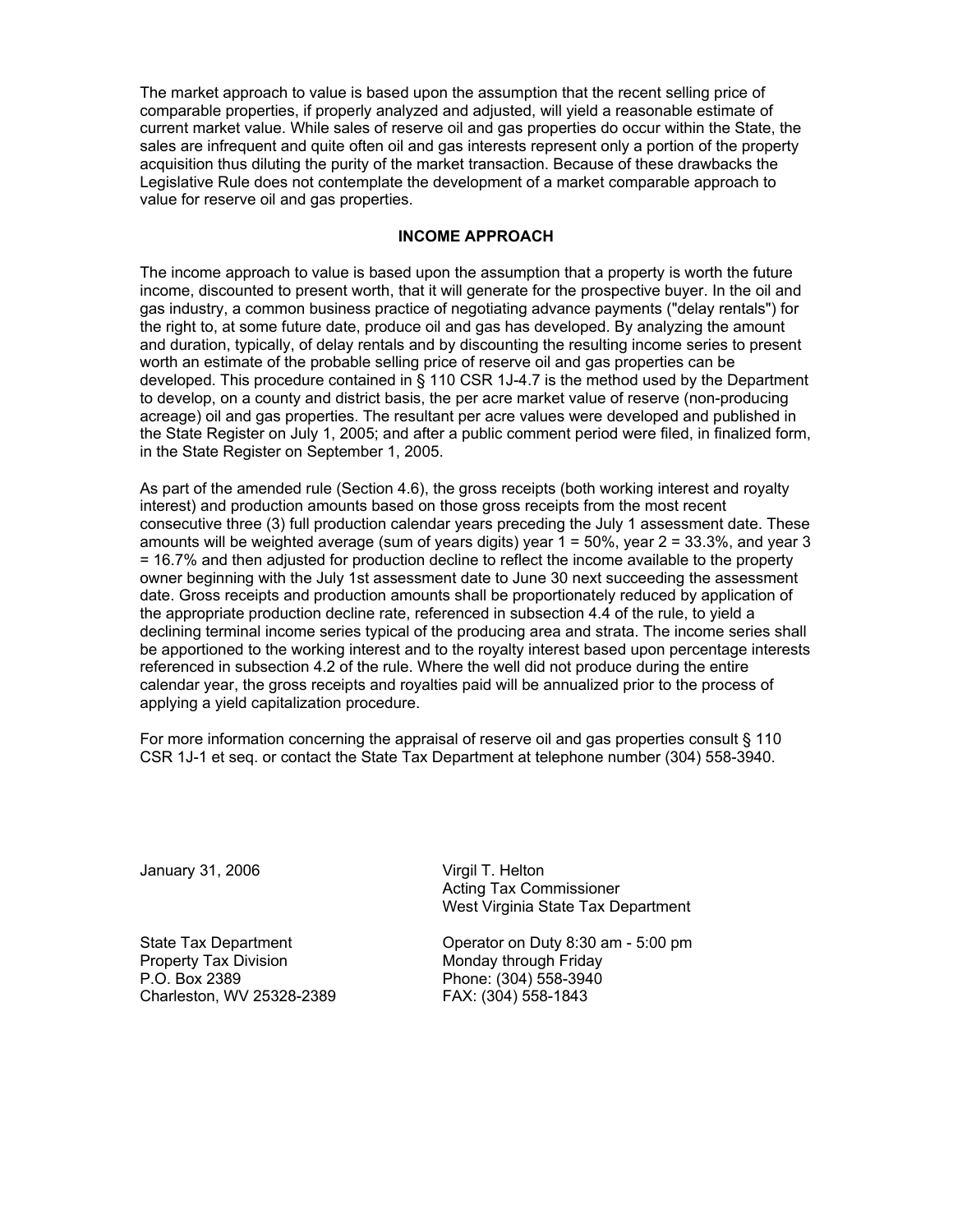The market approach to value is based upon the assumption that the recent selling price of comparable properties, if properly analyzed and adjusted, will yield a reasonable estimate of current market value. While sales of reserve oil and gas properties do occur within the State, the sales are infrequent and quite often oil and gas interests represent only a portion of the property acquisition thus diluting the purity of the market transaction. Because of these drawbacks the Legislative Rule does not contemplate the development of a market comparable approach to value for reserve oil and gas properties.

## INCOME APPROACH

The income approach to value is based upon the assumption that a property is worth the future income, discounted to present worth, that it will generate for the prospective buyer. In the oil and gas industry, a common business practice of negotiating advance payments ("delay rentals") for the right to, at some future date, produce oil and gas has developed. By analyzing the amount and duration, typically, of delay rentals and by discounting the resulting income series to present worth an estimate of the probable selling price of reserve oil and gas properties can be developed. This procedure contained in § 110 CSR 1J-4.7 is the method used by the Department to develop, on a county and district basis, the per acre market value of reserve (non-producing acreage) oil and gas properties. The resultant per acre values were developed and published in the State Register on July 1, 2005; and after a public comment period were filed, in finalized form, in the State Register on September 1, 2005.

As part of the amended rule (Section 4.6), the gross receipts (both working interest and royalty interest) and production amounts based on those gross receipts from the most recent consecutive three (3) full production calendar years preceding the July 1 assessment date. These amounts will be weighted average (sum of years digits) year 1 = 50%, year 2 = 33.3%, and year 3 = 16.7% and then adjusted for production decline to reflect the income available to the property owner beginning with the July 1st assessment date to June 30 next succeeding the assessment date. Gross receipts and production amounts shall be proportionately reduced by application of the appropriate production decline rate, referenced in subsection 4.4 of the rule, to yield a declining terminal income series typical of the producing area and strata. The income series shall be apportioned to the working interest and to the royalty interest based upon percentage interests referenced in subsection 4.2 of the rule. Where the well did not produce during the entire calendar year, the gross receipts and royalties paid will be annualized prior to the process of applying a yield capitalization procedure.

For more information concerning the appraisal of reserve oil and gas properties consult § 110 CSR 1J-1 et seq. or contact the State Tax Department at telephone number (304) 558-3940.

January 31, 2006

Virgil T. Helton
Acting Tax Commissioner
West Virginia State Tax Department

State Tax Department
Property Tax Division
P.O. Box 2389
Charleston, WV 25328-2389

Operator on Duty 8:30 am - 5:00 pm
Monday through Friday
Phone: (304) 558-3940
FAX: (304) 558-1843